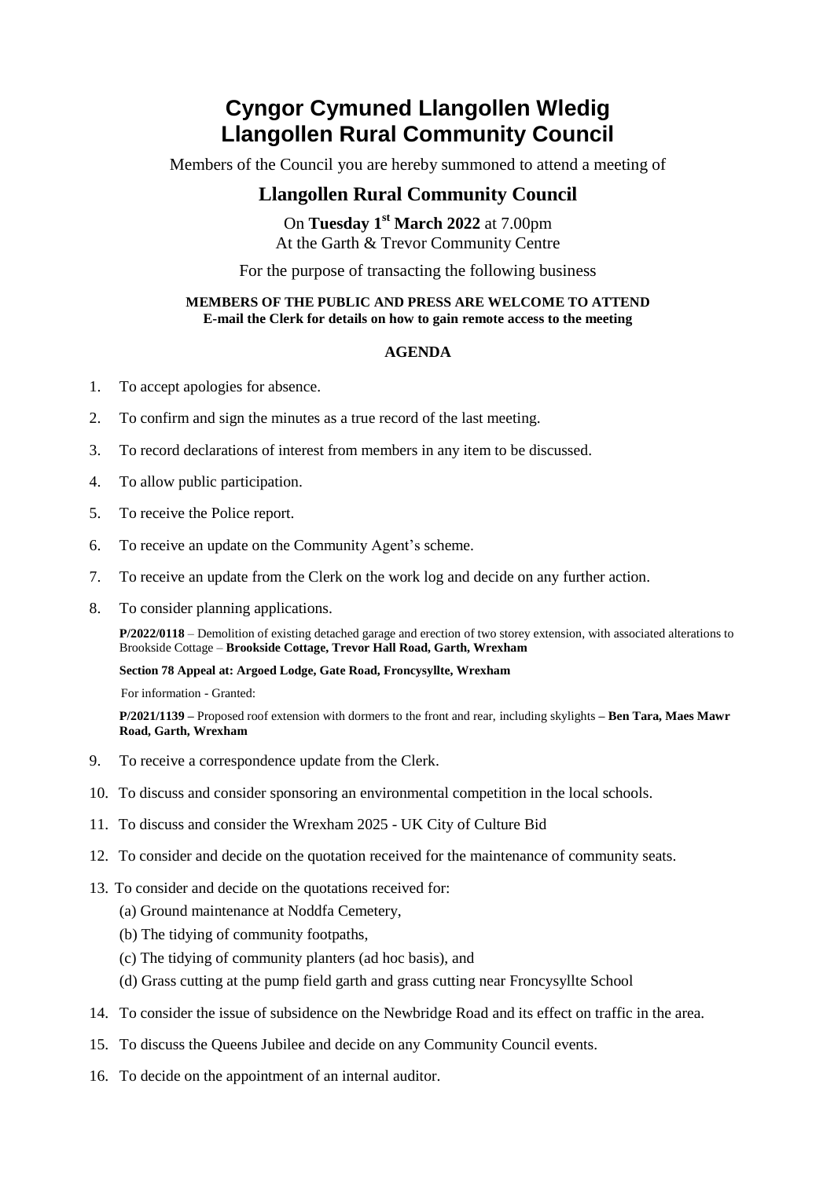# Cyngor Cymuned Llangollen Wledig
# Llangollen Rural Community Council

Members of the Council you are hereby summoned to attend a meeting of

## Llangollen Rural Community Council

On **Tuesday 1st March 2022** at 7.00pm
At the Garth & Trevor Community Centre

For the purpose of transacting the following business

**MEMBERS OF THE PUBLIC AND PRESS ARE WELCOME TO ATTEND**
**E-mail the Clerk for details on how to gain remote access to the meeting**

### AGENDA

1. To accept apologies for absence.
2. To confirm and sign the minutes as a true record of the last meeting.
3. To record declarations of interest from members in any item to be discussed.
4. To allow public participation.
5. To receive the Police report.
6. To receive an update on the Community Agent's scheme.
7. To receive an update from the Clerk on the work log and decide on any further action.
8. To consider planning applications.

   **P/2022/0118** – Demolition of existing detached garage and erection of two storey extension, with associated alterations to Brookside Cottage – **Brookside Cottage, Trevor Hall Road, Garth, Wrexham**

   **Section 78 Appeal at: Argoed Lodge, Gate Road, Froncysyllte, Wrexham**

   For information - Granted:

   **P/2021/1139 –** Proposed roof extension with dormers to the front and rear, including skylights **– Ben Tara, Maes Mawr Road, Garth, Wrexham**

9. To receive a correspondence update from the Clerk.
10. To discuss and consider sponsoring an environmental competition in the local schools.
11. To discuss and consider the Wrexham 2025 - UK City of Culture Bid
12. To consider and decide on the quotation received for the maintenance of community seats.
13. To consider and decide on the quotations received for:
    (a) Ground maintenance at Noddfa Cemetery,
    (b) The tidying of community footpaths,
    (c) The tidying of community planters (ad hoc basis), and
    (d) Grass cutting at the pump field garth and grass cutting near Froncysyllte School
14. To consider the issue of subsidence on the Newbridge Road and its effect on traffic in the area.
15. To discuss the Queens Jubilee and decide on any Community Council events.
16. To decide on the appointment of an internal auditor.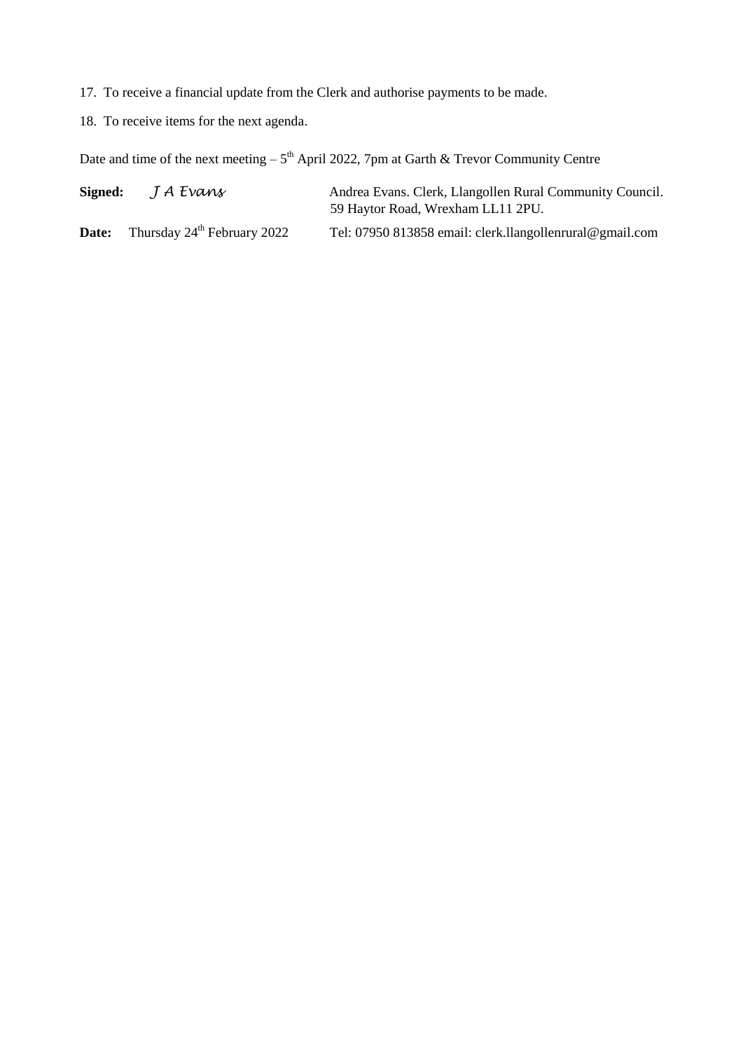17. To receive a financial update from the Clerk and authorise payments to be made.

18. To receive items for the next agenda.

Date and time of the next meeting – 5th April 2022, 7pm at Garth & Trevor Community Centre

**Signed:** *J A Evans*

Andrea Evans. Clerk, Llangollen Rural Community Council.
59 Haytor Road, Wrexham LL11 2PU.

**Date:** Thursday 24th February 2022

Tel: 07950 813858 email: clerk.llangollenrural@gmail.com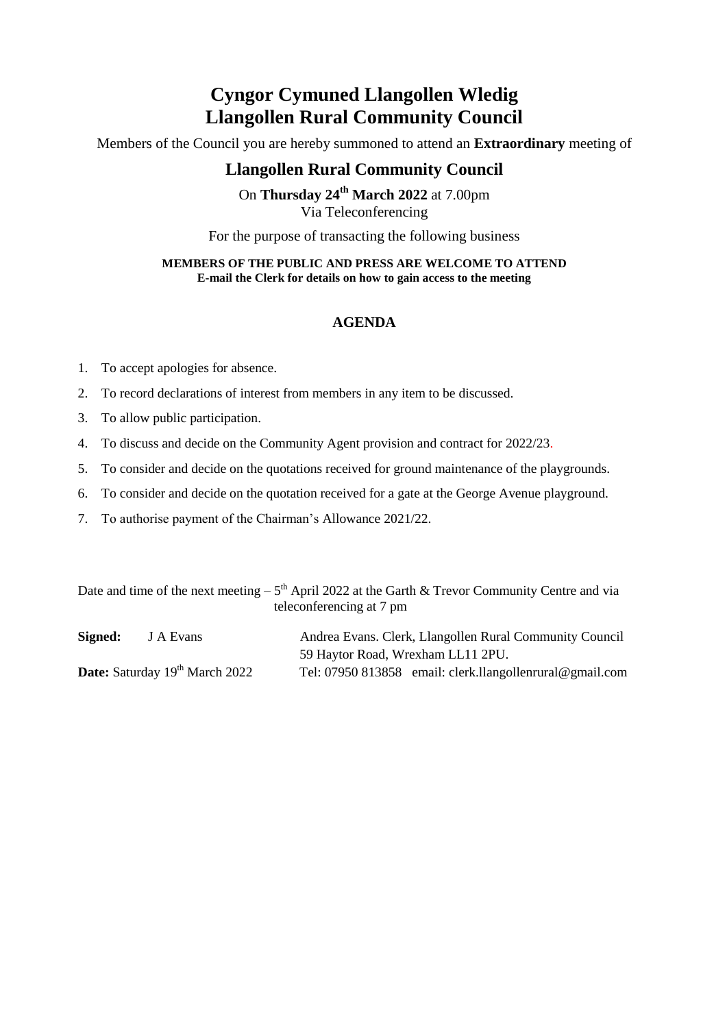# Cyngor Cymuned Llangollen Wledig
# Llangollen Rural Community Council

Members of the Council you are hereby summoned to attend an **Extraordinary** meeting of

## Llangollen Rural Community Council

On **Thursday 24th March 2022** at 7.00pm
Via Teleconferencing

For the purpose of transacting the following business

**MEMBERS OF THE PUBLIC AND PRESS ARE WELCOME TO ATTEND**
**E-mail the Clerk for details on how to gain access to the meeting**

### AGENDA

1. To accept apologies for absence.
2. To record declarations of interest from members in any item to be discussed.
3. To allow public participation.
4. To discuss and decide on the Community Agent provision and contract for 2022/23.
5. To consider and decide on the quotations received for ground maintenance of the playgrounds.
6. To consider and decide on the quotation received for a gate at the George Avenue playground.
7. To authorise payment of the Chairman's Allowance 2021/22.

Date and time of the next meeting – 5th April 2022 at the Garth & Trevor Community Centre and via teleconferencing at 7 pm

**Signed:** J A Evans

Andrea Evans. Clerk, Llangollen Rural Community Council
59 Haytor Road, Wrexham LL11 2PU.

**Date:** Saturday 19th March 2022

Tel: 07950 813858 email: clerk.llangollenrural@gmail.com